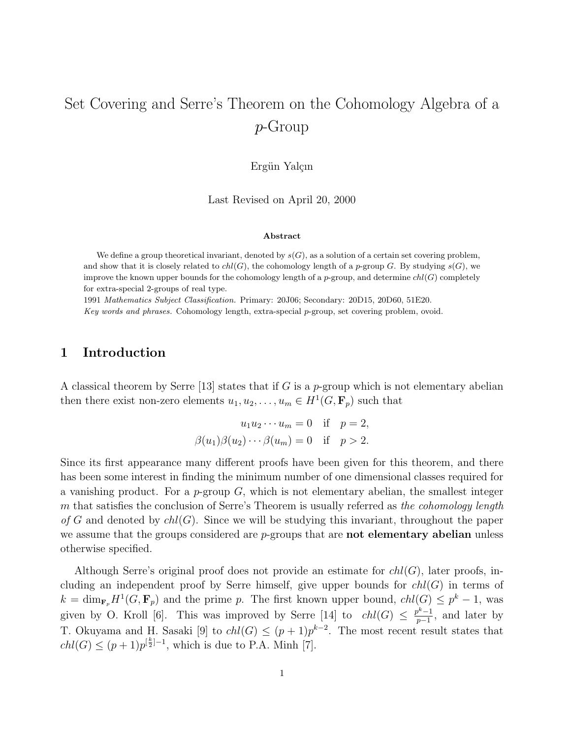# Set Covering and Serre's Theorem on the Cohomology Algebra of a $p$-Group

Ergün Yalçın

Last Revised on April 20, 2000

### Abstract

We define a group theoretical invariant, denoted by $s(G)$, as a solution of a certain set covering problem, and show that it is closely related to $chl(G)$, the cohomology length of a $p$-group $G$. By studying $s(G)$, we improve the known upper bounds for the cohomology length of a $p$-group, and determine $chl(G)$ completely for extra-special 2-groups of real type.

1991 *Mathematics Subject Classification.* Primary: 20J06; Secondary: 20D15, 20D60, 51E20.

*Key words and phrases.* Cohomology length, extra-special $p$-group, set covering problem, ovoid.

## 1 Introduction

A classical theorem by Serre [13] states that if $G$ is a $p$-group which is not elementary abelian then there exist non-zero elements $u_1, u_2, \ldots, u_m \in H^1(G, \mathbf{F}_p)$ such that

$$u_1 u_2 \cdots u_m = 0 \quad \text{if} \quad p = 2,$$
$$\beta(u_1)\beta(u_2)\cdots\beta(u_m) = 0 \quad \text{if} \quad p > 2.$$

Since its first appearance many different proofs have been given for this theorem, and there has been some interest in finding the minimum number of one dimensional classes required for a vanishing product. For a $p$-group $G$, which is not elementary abelian, the smallest integer $m$ that satisfies the conclusion of Serre's Theorem is usually referred as *the cohomology length of* $G$ and denoted by $chl(G)$. Since we will be studying this invariant, throughout the paper we assume that the groups considered are $p$-groups that are **not elementary abelian** unless otherwise specified.

Although Serre's original proof does not provide an estimate for $chl(G)$, later proofs, including an independent proof by Serre himself, give upper bounds for $chl(G)$ in terms of $k = \dim_{\mathbf{F}_p} H^1(G, \mathbf{F}_p)$ and the prime $p$. The first known upper bound, $chl(G) \leq p^k - 1$, was given by O. Kroll [6]. This was improved by Serre [14] to $chl(G) \leq \frac{p^k-1}{p-1}$, and later by T. Okuyama and H. Sasaki [9] to $chl(G) \leq (p+1)p^{k-2}$. The most recent result states that $chl(G) \leq (p+1)p^{[\frac{k}{2}]-1}$, which is due to P.A. Minh [7].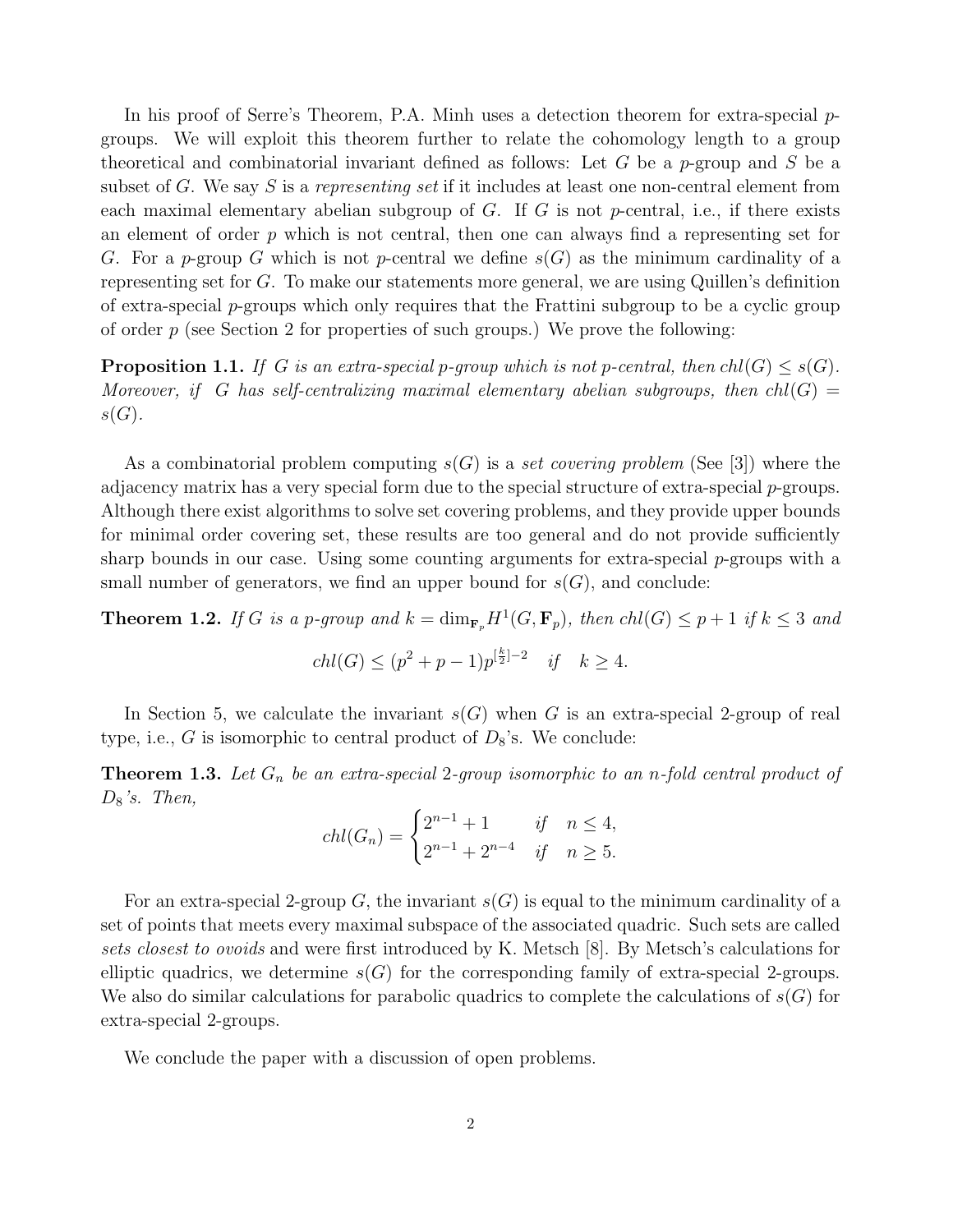In his proof of Serre's Theorem, P.A. Minh uses a detection theorem for extra-special $p$-groups. We will exploit this theorem further to relate the cohomology length to a group theoretical and combinatorial invariant defined as follows: Let $G$ be a $p$-group and $S$ be a subset of $G$. We say $S$ is a *representing set* if it includes at least one non-central element from each maximal elementary abelian subgroup of $G$. If $G$ is not $p$-central, i.e., if there exists an element of order $p$ which is not central, then one can always find a representing set for $G$. For a $p$-group $G$ which is not $p$-central we define $s(G)$ as the minimum cardinality of a representing set for $G$. To make our statements more general, we are using Quillen's definition of extra-special $p$-groups which only requires that the Frattini subgroup to be a cyclic group of order $p$ (see Section 2 for properties of such groups.) We prove the following:

**Proposition 1.1.** *If $G$ is an extra-special $p$-group which is not $p$-central, then $chl(G) \leq s(G)$. Moreover, if $G$ has self-centralizing maximal elementary abelian subgroups, then $chl(G) = s(G)$.*

As a combinatorial problem computing $s(G)$ is a *set covering problem* (See [3]) where the adjacency matrix has a very special form due to the special structure of extra-special $p$-groups. Although there exist algorithms to solve set covering problems, and they provide upper bounds for minimal order covering set, these results are too general and do not provide sufficiently sharp bounds in our case. Using some counting arguments for extra-special $p$-groups with a small number of generators, we find an upper bound for $s(G)$, and conclude:

**Theorem 1.2.** *If $G$ is a $p$-group and $k = \dim_{\mathbf{F}_p} H^1(G, \mathbf{F}_p)$, then $chl(G) \leq p + 1$ if $k \leq 3$ and*

$$chl(G) \leq (p^2 + p - 1)p^{[\frac{k}{2}]-2} \quad \text{if} \quad k \geq 4.$$

In Section 5, we calculate the invariant $s(G)$ when $G$ is an extra-special 2-group of real type, i.e., $G$ is isomorphic to central product of $D_8$'s. We conclude:

**Theorem 1.3.** *Let $G_n$ be an extra-special 2-group isomorphic to an $n$-fold central product of $D_8$'s. Then,*

$$chl(G_n) = \begin{cases} 2^{n-1} + 1 & \text{if} \quad n \leq 4, \\ 2^{n-1} + 2^{n-4} & \text{if} \quad n \geq 5. \end{cases}$$

For an extra-special 2-group $G$, the invariant $s(G)$ is equal to the minimum cardinality of a set of points that meets every maximal subspace of the associated quadric. Such sets are called *sets closest to ovoids* and were first introduced by K. Metsch [8]. By Metsch's calculations for elliptic quadrics, we determine $s(G)$ for the corresponding family of extra-special 2-groups. We also do similar calculations for parabolic quadrics to complete the calculations of $s(G)$ for extra-special 2-groups.

We conclude the paper with a discussion of open problems.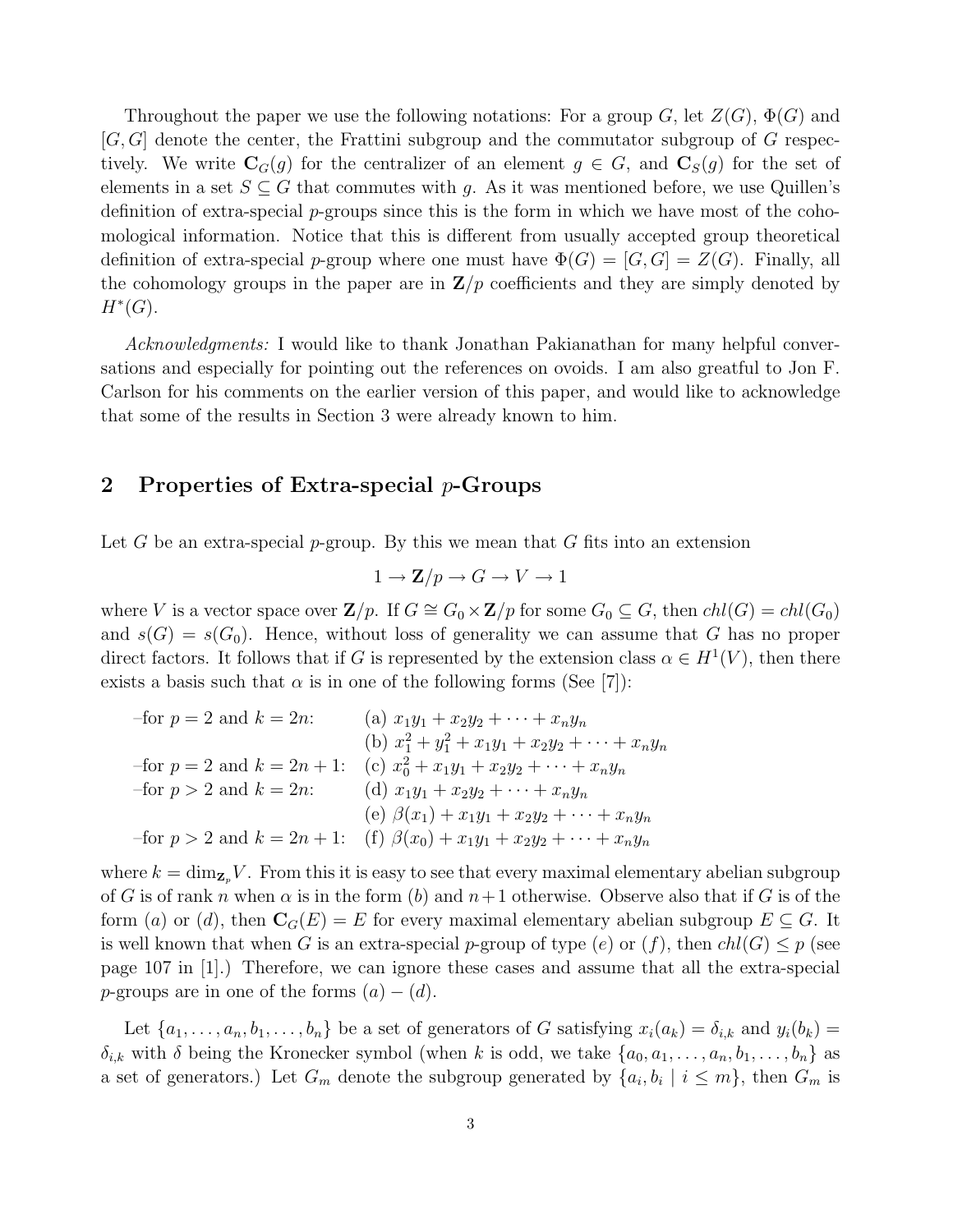Throughout the paper we use the following notations: For a group $G$, let $Z(G)$, $\Phi(G)$ and $[G,G]$ denote the center, the Frattini subgroup and the commutator subgroup of $G$ respectively. We write $\mathbf{C}_G(g)$ for the centralizer of an element $g \in G$, and $\mathbf{C}_S(g)$ for the set of elements in a set $S \subseteq G$ that commutes with $g$. As it was mentioned before, we use Quillen's definition of extra-special $p$-groups since this is the form in which we have most of the cohomological information. Notice that this is different from usually accepted group theoretical definition of extra-special $p$-group where one must have $\Phi(G) = [G,G] = Z(G)$. Finally, all the cohomology groups in the paper are in $\mathbf{Z}/p$ coefficients and they are simply denoted by $H^*(G)$.

*Acknowledgments:* I would like to thank Jonathan Pakianathan for many helpful conversations and especially for pointing out the references on ovoids. I am also greatful to Jon F. Carlson for his comments on the earlier version of this paper, and would like to acknowledge that some of the results in Section 3 were already known to him.

## 2 Properties of Extra-special $p$-Groups

Let $G$ be an extra-special $p$-group. By this we mean that $G$ fits into an extension

$$1 \to \mathbf{Z}/p \to G \to V \to 1$$

where $V$ is a vector space over $\mathbf{Z}/p$. If $G \cong G_0 \times \mathbf{Z}/p$ for some $G_0 \subseteq G$, then $chl(G) = chl(G_0)$ and $s(G) = s(G_0)$. Hence, without loss of generality we can assume that $G$ has no proper direct factors. It follows that if $G$ is represented by the extension class $\alpha \in H^1(V)$, then there exists a basis such that $\alpha$ is in one of the following forms (See [7]):

–for $p = 2$ and $k = 2n$: (a) $x_1y_1 + x_2y_2 + \cdots + x_ny_n$

(b) $x_1^2 + y_1^2 + x_1y_1 + x_2y_2 + \cdots + x_ny_n$

–for $p = 2$ and $k = 2n+1$: (c) $x_0^2 + x_1y_1 + x_2y_2 + \cdots + x_ny_n$

–for $p > 2$ and $k = 2n$: (d) $x_1y_1 + x_2y_2 + \cdots + x_ny_n$

(e) $\beta(x_1) + x_1y_1 + x_2y_2 + \cdots + x_ny_n$

–for $p > 2$ and $k = 2n+1$: (f) $\beta(x_0) + x_1y_1 + x_2y_2 + \cdots + x_ny_n$

where $k = \dim_{\mathbf{Z}_p} V$. From this it is easy to see that every maximal elementary abelian subgroup of $G$ is of rank $n$ when $\alpha$ is in the form $(b)$ and $n+1$ otherwise. Observe also that if $G$ is of the form $(a)$ or $(d)$, then $\mathbf{C}_G(E) = E$ for every maximal elementary abelian subgroup $E \subseteq G$. It is well known that when $G$ is an extra-special $p$-group of type $(e)$ or $(f)$, then $chl(G) \leq p$ (see page 107 in [1].) Therefore, we can ignore these cases and assume that all the extra-special $p$-groups are in one of the forms $(a) - (d)$.

Let $\{a_1, \ldots, a_n, b_1, \ldots, b_n\}$ be a set of generators of $G$ satisfying $x_i(a_k) = \delta_{i,k}$ and $y_i(b_k) = \delta_{i,k}$ with $\delta$ being the Kronecker symbol (when $k$ is odd, we take $\{a_0, a_1, \ldots, a_n, b_1, \ldots, b_n\}$ as a set of generators.) Let $G_m$ denote the subgroup generated by $\{a_i, b_i \mid i \leq m\}$, then $G_m$ is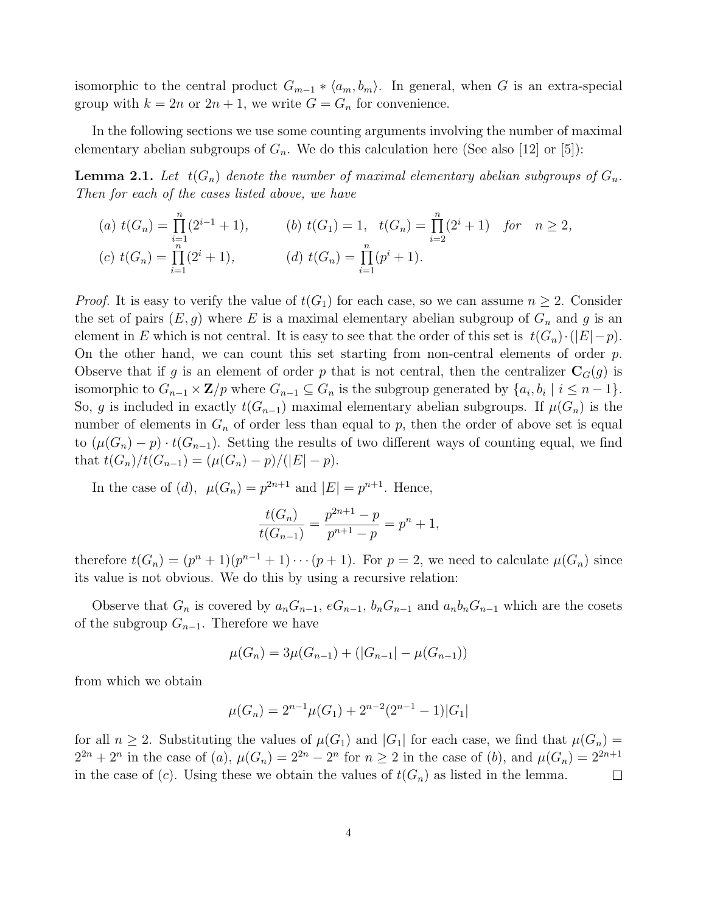isomorphic to the central product $G_{m-1} * \langle a_m, b_m \rangle$. In general, when $G$ is an extra-special group with $k = 2n$ or $2n + 1$, we write $G = G_n$ for convenience.

In the following sections we use some counting arguments involving the number of maximal elementary abelian subgroups of $G_n$. We do this calculation here (See also [12] or [5]):

**Lemma 2.1.** *Let $t(G_n)$ denote the number of maximal elementary abelian subgroups of $G_n$. Then for each of the cases listed above, we have*

$$(a)\ t(G_n) = \prod_{i=1}^{n} (2^{i-1} + 1), \qquad (b)\ t(G_1) = 1, \quad t(G_n) = \prod_{i=2}^{n} (2^i + 1) \quad \text{for} \quad n \geq 2,$$

$$(c)\ t(G_n) = \prod_{i=1}^{n} (2^i + 1), \qquad (d)\ t(G_n) = \prod_{i=1}^{n} (p^i + 1).$$

*Proof.* It is easy to verify the value of $t(G_1)$ for each case, so we can assume $n \geq 2$. Consider the set of pairs $(E, g)$ where $E$ is a maximal elementary abelian subgroup of $G_n$ and $g$ is an element in $E$ which is not central. It is easy to see that the order of this set is $t(G_n) \cdot (|E| - p)$. On the other hand, we can count this set starting from non-central elements of order $p$. Observe that if $g$ is an element of order $p$ that is not central, then the centralizer $\mathbf{C}_G(g)$ is isomorphic to $G_{n-1} \times \mathbf{Z}/p$ where $G_{n-1} \subseteq G_n$ is the subgroup generated by $\{a_i, b_i \mid i \leq n-1\}$. So, $g$ is included in exactly $t(G_{n-1})$ maximal elementary abelian subgroups. If $\mu(G_n)$ is the number of elements in $G_n$ of order less than equal to $p$, then the order of above set is equal to $(\mu(G_n) - p) \cdot t(G_{n-1})$. Setting the results of two different ways of counting equal, we find that $t(G_n)/t(G_{n-1}) = (\mu(G_n) - p)/(|E| - p)$.

In the case of $(d)$, $\mu(G_n) = p^{2n+1}$ and $|E| = p^{n+1}$. Hence,

$$\frac{t(G_n)}{t(G_{n-1})} = \frac{p^{2n+1} - p}{p^{n+1} - p} = p^n + 1,$$

therefore $t(G_n) = (p^n + 1)(p^{n-1} + 1) \cdots (p + 1)$. For $p = 2$, we need to calculate $\mu(G_n)$ since its value is not obvious. We do this by using a recursive relation:

Observe that $G_n$ is covered by $a_n G_{n-1}$, $eG_{n-1}$, $b_n G_{n-1}$ and $a_n b_n G_{n-1}$ which are the cosets of the subgroup $G_{n-1}$. Therefore we have

$$\mu(G_n) = 3\mu(G_{n-1}) + (|G_{n-1}| - \mu(G_{n-1}))$$

from which we obtain

$$\mu(G_n) = 2^{n-1}\mu(G_1) + 2^{n-2}(2^{n-1} - 1)|G_1|$$

for all $n \geq 2$. Substituting the values of $\mu(G_1)$ and $|G_1|$ for each case, we find that $\mu(G_n) = 2^{2n} + 2^n$ in the case of $(a)$, $\mu(G_n) = 2^{2n} - 2^n$ for $n \geq 2$ in the case of $(b)$, and $\mu(G_n) = 2^{2n+1}$ in the case of $(c)$. Using these we obtain the values of $t(G_n)$ as listed in the lemma. $\square$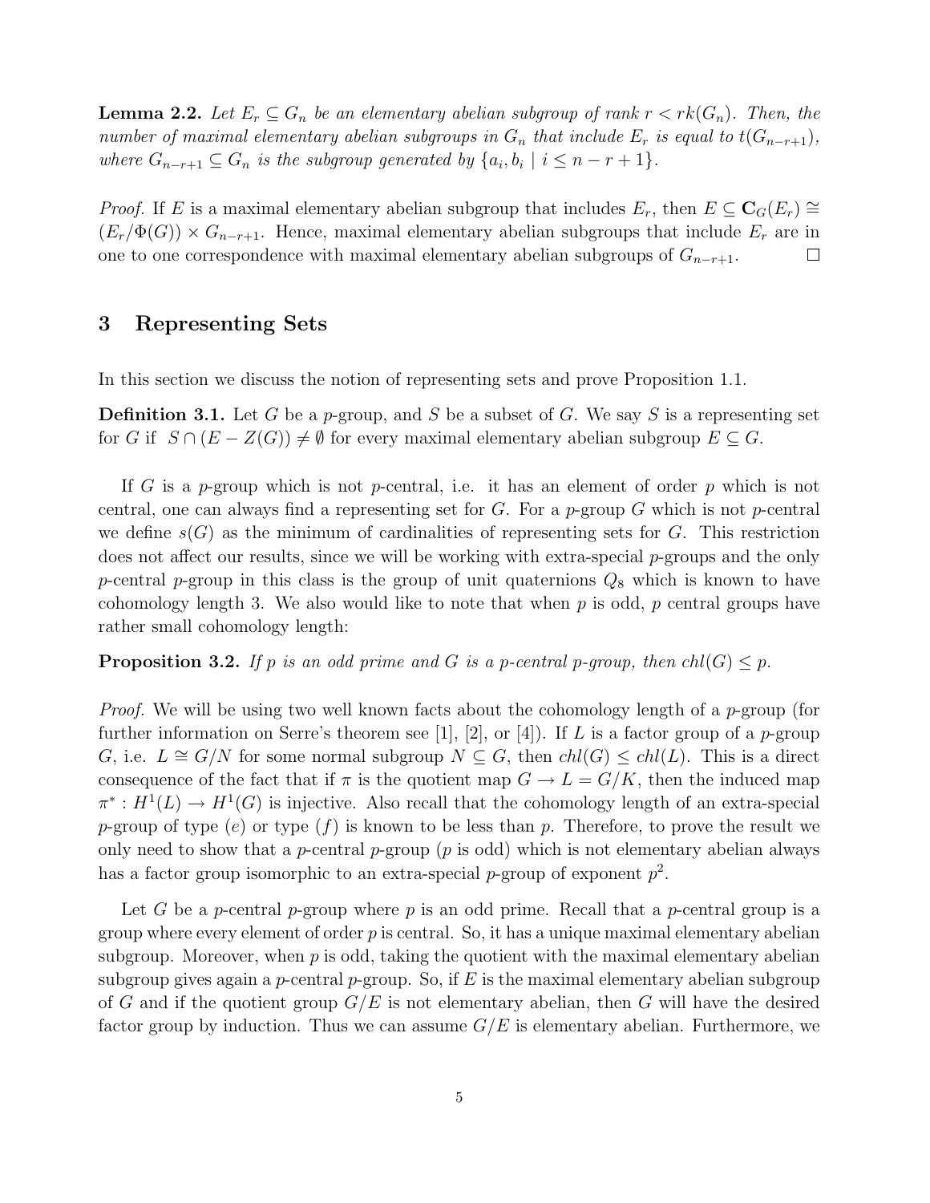**Lemma 2.2.** *Let $E_r \subseteq G_n$ be an elementary abelian subgroup of rank $r < rk(G_n)$. Then, the number of maximal elementary abelian subgroups in $G_n$ that include $E_r$ is equal to $t(G_{n-r+1})$, where $G_{n-r+1} \subseteq G_n$ is the subgroup generated by $\{a_i, b_i \mid i \leq n-r+1\}$.*

*Proof.* If $E$ is a maximal elementary abelian subgroup that includes $E_r$, then $E \subseteq \mathbf{C}_G(E_r) \cong (E_r/\Phi(G)) \times G_{n-r+1}$. Hence, maximal elementary abelian subgroups that include $E_r$ are in one to one correspondence with maximal elementary abelian subgroups of $G_{n-r+1}$. □

## 3 Representing Sets

In this section we discuss the notion of representing sets and prove Proposition 1.1.

**Definition 3.1.** Let $G$ be a $p$-group, and $S$ be a subset of $G$. We say $S$ is a representing set for $G$ if $S \cap (E - Z(G)) \neq \emptyset$ for every maximal elementary abelian subgroup $E \subseteq G$.

If $G$ is a $p$-group which is not $p$-central, i.e. it has an element of order $p$ which is not central, one can always find a representing set for $G$. For a $p$-group $G$ which is not $p$-central we define $s(G)$ as the minimum of cardinalities of representing sets for $G$. This restriction does not affect our results, since we will be working with extra-special $p$-groups and the only $p$-central $p$-group in this class is the group of unit quaternions $Q_8$ which is known to have cohomology length 3. We also would like to note that when $p$ is odd, $p$ central groups have rather small cohomology length:

**Proposition 3.2.** *If $p$ is an odd prime and $G$ is a $p$-central $p$-group, then $chl(G) \leq p$.*

*Proof.* We will be using two well known facts about the cohomology length of a $p$-group (for further information on Serre's theorem see [1], [2], or [4]). If $L$ is a factor group of a $p$-group $G$, i.e. $L \cong G/N$ for some normal subgroup $N \subseteq G$, then $chl(G) \leq chl(L)$. This is a direct consequence of the fact that if $\pi$ is the quotient map $G \to L = G/K$, then the induced map $\pi^* : H^1(L) \to H^1(G)$ is injective. Also recall that the cohomology length of an extra-special $p$-group of type $(e)$ or type $(f)$ is known to be less than $p$. Therefore, to prove the result we only need to show that a $p$-central $p$-group ($p$ is odd) which is not elementary abelian always has a factor group isomorphic to an extra-special $p$-group of exponent $p^2$.

Let $G$ be a $p$-central $p$-group where $p$ is an odd prime. Recall that a $p$-central group is a group where every element of order $p$ is central. So, it has a unique maximal elementary abelian subgroup. Moreover, when $p$ is odd, taking the quotient with the maximal elementary abelian subgroup gives again a $p$-central $p$-group. So, if $E$ is the maximal elementary abelian subgroup of $G$ and if the quotient group $G/E$ is not elementary abelian, then $G$ will have the desired factor group by induction. Thus we can assume $G/E$ is elementary abelian. Furthermore, we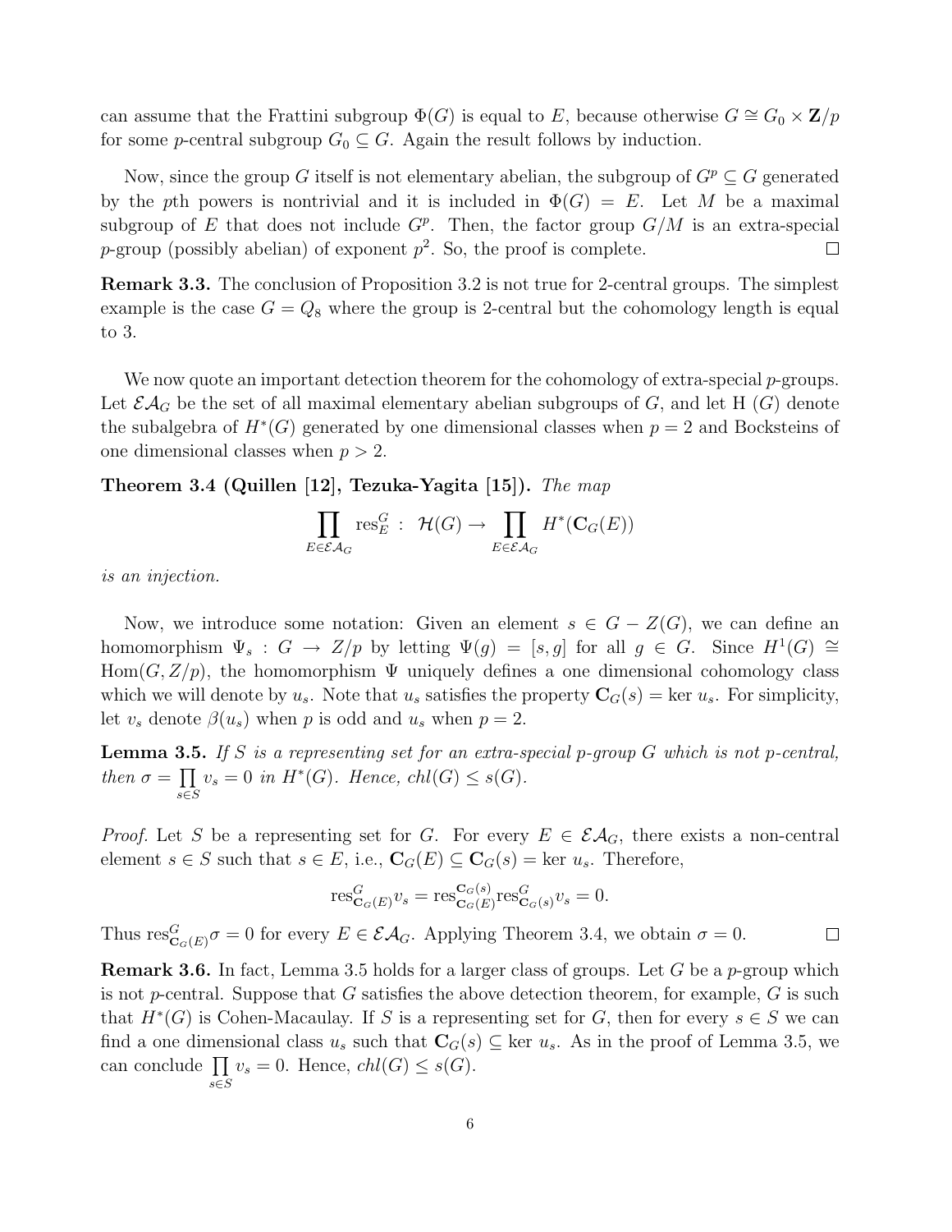can assume that the Frattini subgroup $\Phi(G)$ is equal to $E$, because otherwise $G \cong G_0 \times \mathbf{Z}/p$ for some $p$-central subgroup $G_0 \subseteq G$. Again the result follows by induction.

Now, since the group $G$ itself is not elementary abelian, the subgroup of $G^p \subseteq G$ generated by the $p$th powers is nontrivial and it is included in $\Phi(G) = E$. Let $M$ be a maximal subgroup of $E$ that does not include $G^p$. Then, the factor group $G/M$ is an extra-special $p$-group (possibly abelian) of exponent $p^2$. So, the proof is complete. □

**Remark 3.3.** The conclusion of Proposition 3.2 is not true for 2-central groups. The simplest example is the case $G = Q_8$ where the group is 2-central but the cohomology length is equal to 3.

We now quote an important detection theorem for the cohomology of extra-special $p$-groups. Let $\mathcal{EA}_G$ be the set of all maximal elementary abelian subgroups of $G$, and let H $(G)$ denote the subalgebra of $H^*(G)$ generated by one dimensional classes when $p = 2$ and Bocksteins of one dimensional classes when $p > 2$.

**Theorem 3.4 (Quillen [12], Tezuka-Yagita [15]).** *The map*

$$\prod_{E \in \mathcal{EA}_G} \mathrm{res}^G_E \ : \ \mathcal{H}(G) \rightarrow \prod_{E \in \mathcal{EA}_G} H^*(\mathbf{C}_G(E))$$

*is an injection.*

Now, we introduce some notation: Given an element $s \in G - Z(G)$, we can define an homomorphism $\Psi_s : G \rightarrow Z/p$ by letting $\Psi(g) = [s, g]$ for all $g \in G$. Since $H^1(G) \cong \mathrm{Hom}(G, Z/p)$, the homomorphism $\Psi$ uniquely defines a one dimensional cohomology class which we will denote by $u_s$. Note that $u_s$ satisfies the property $\mathbf{C}_G(s) = \ker u_s$. For simplicity, let $v_s$ denote $\beta(u_s)$ when $p$ is odd and $u_s$ when $p = 2$.

**Lemma 3.5.** *If $S$ is a representing set for an extra-special $p$-group $G$ which is not $p$-central, then $\sigma = \prod_{s \in S} v_s = 0$ in $H^*(G)$. Hence, $chl(G) \leq s(G)$.*

*Proof.* Let $S$ be a representing set for $G$. For every $E \in \mathcal{EA}_G$, there exists a non-central element $s \in S$ such that $s \in E$, i.e., $\mathbf{C}_G(E) \subseteq \mathbf{C}_G(s) = \ker u_s$. Therefore,

$$\mathrm{res}^G_{\mathbf{C}_G(E)} v_s = \mathrm{res}^{\mathbf{C}_G(s)}_{\mathbf{C}_G(E)} \mathrm{res}^G_{\mathbf{C}_G(s)} v_s = 0.$$

Thus $\mathrm{res}^G_{\mathbf{C}_G(E)} \sigma = 0$ for every $E \in \mathcal{EA}_G$. Applying Theorem 3.4, we obtain $\sigma = 0$. □

**Remark 3.6.** In fact, Lemma 3.5 holds for a larger class of groups. Let $G$ be a $p$-group which is not $p$-central. Suppose that $G$ satisfies the above detection theorem, for example, $G$ is such that $H^*(G)$ is Cohen-Macaulay. If $S$ is a representing set for $G$, then for every $s \in S$ we can find a one dimensional class $u_s$ such that $\mathbf{C}_G(s) \subseteq \ker u_s$. As in the proof of Lemma 3.5, we can conclude $\prod_{s \in S} v_s = 0$. Hence, $chl(G) \leq s(G)$.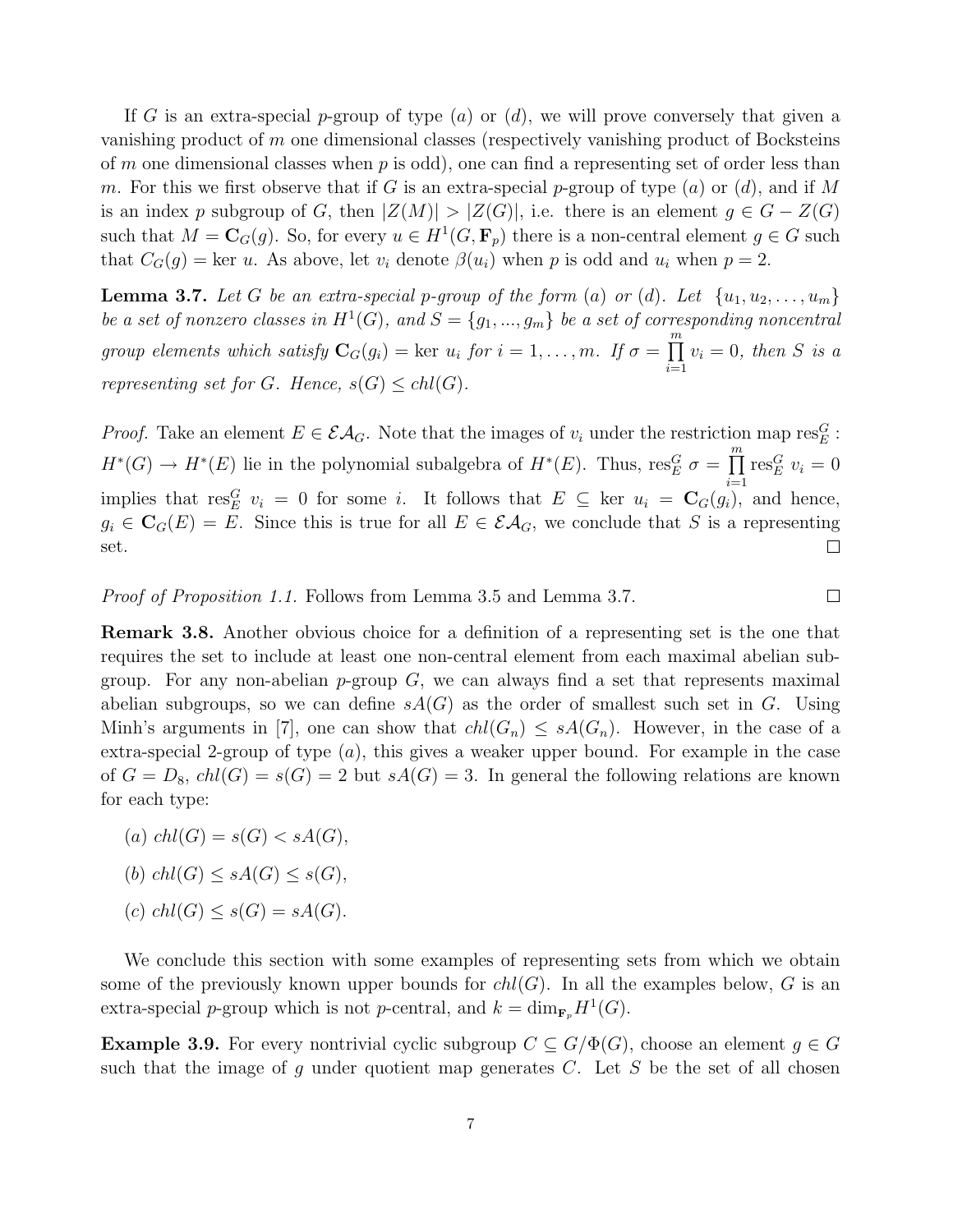If $G$ is an extra-special $p$-group of type $(a)$ or $(d)$, we will prove conversely that given a vanishing product of $m$ one dimensional classes (respectively vanishing product of Bocksteins of $m$ one dimensional classes when $p$ is odd), one can find a representing set of order less than $m$. For this we first observe that if $G$ is an extra-special $p$-group of type $(a)$ or $(d)$, and if $M$ is an index $p$ subgroup of $G$, then $|Z(M)| > |Z(G)|$, i.e. there is an element $g \in G - Z(G)$ such that $M = \mathbf{C}_G(g)$. So, for every $u \in H^1(G, \mathbf{F}_p)$ there is a non-central element $g \in G$ such that $C_G(g) = \ker u$. As above, let $v_i$ denote $\beta(u_i)$ when $p$ is odd and $u_i$ when $p = 2$.

**Lemma 3.7.** *Let $G$ be an extra-special $p$-group of the form $(a)$ or $(d)$. Let $\{u_1, u_2, \ldots, u_m\}$ be a set of nonzero classes in $H^1(G)$, and $S = \{g_1, ..., g_m\}$ be a set of corresponding noncentral group elements which satisfy $\mathbf{C}_G(g_i) = \ker\, u_i$ for $i = 1, \ldots, m$. If $\sigma = \prod_{i=1}^{m} v_i = 0$, then $S$ is a representing set for $G$. Hence, $s(G) \leq chl(G)$.*

*Proof.* Take an element $E \in \mathcal{EA}_G$. Note that the images of $v_i$ under the restriction map $\mathrm{res}^G_E : H^*(G) \to H^*(E)$ lie in the polynomial subalgebra of $H^*(E)$. Thus, $\mathrm{res}^G_E\, \sigma = \prod_{i=1}^{m} \mathrm{res}^G_E\, v_i = 0$ implies that $\mathrm{res}^G_E\, v_i = 0$ for some $i$. It follows that $E \subseteq \ker\, u_i = \mathbf{C}_G(g_i)$, and hence, $g_i \in \mathbf{C}_G(E) = E$. Since this is true for all $E \in \mathcal{EA}_G$, we conclude that $S$ is a representing set. $\square$

*Proof of Proposition 1.1.* Follows from Lemma 3.5 and Lemma 3.7. $\square$

**Remark 3.8.** Another obvious choice for a definition of a representing set is the one that requires the set to include at least one non-central element from each maximal abelian subgroup. For any non-abelian $p$-group $G$, we can always find a set that represents maximal abelian subgroups, so we can define $sA(G)$ as the order of smallest such set in $G$. Using Minh's arguments in [7], one can show that $chl(G_n) \leq sA(G_n)$. However, in the case of a extra-special 2-group of type $(a)$, this gives a weaker upper bound. For example in the case of $G = D_8$, $chl(G) = s(G) = 2$ but $sA(G) = 3$. In general the following relations are known for each type:

- $(a)$ $chl(G) = s(G) < sA(G)$,
- $(b)$ $chl(G) \leq sA(G) \leq s(G)$,
- $(c)$ $chl(G) \leq s(G) = sA(G)$.

We conclude this section with some examples of representing sets from which we obtain some of the previously known upper bounds for $chl(G)$. In all the examples below, $G$ is an extra-special $p$-group which is not $p$-central, and $k = \dim_{\mathbf{F}_p} H^1(G)$.

**Example 3.9.** For every nontrivial cyclic subgroup $C \subseteq G/\Phi(G)$, choose an element $g \in G$ such that the image of $g$ under quotient map generates $C$. Let $S$ be the set of all chosen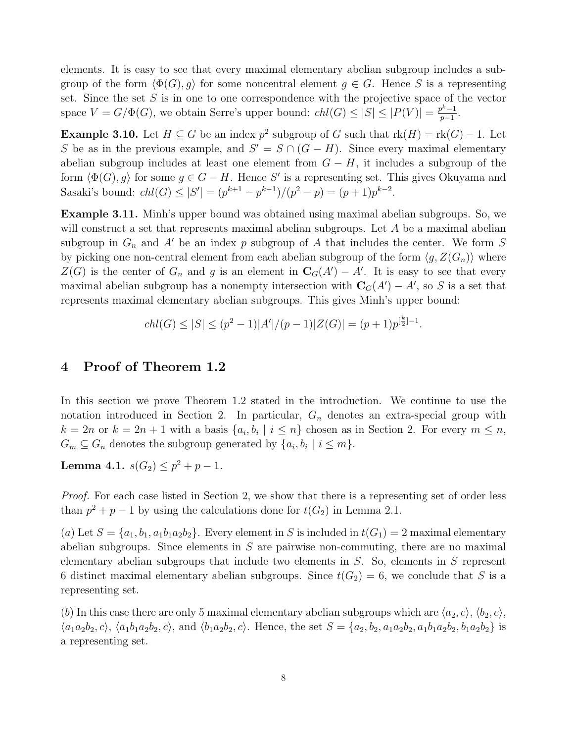elements. It is easy to see that every maximal elementary abelian subgroup includes a subgroup of the form $\langle \Phi(G), g\rangle$ for some noncentral element $g \in G$. Hence $S$ is a representing set. Since the set $S$ is in one to one correspondence with the projective space of the vector space $V = G/\Phi(G)$, we obtain Serre's upper bound: $chl(G) \leq |S| \leq |P(V)| = \frac{p^k-1}{p-1}$.

**Example 3.10.** Let $H \subseteq G$ be an index $p^2$ subgroup of $G$ such that $\mathrm{rk}(H) = \mathrm{rk}(G) - 1$. Let $S$ be as in the previous example, and $S' = S \cap (G - H)$. Since every maximal elementary abelian subgroup includes at least one element from $G - H$, it includes a subgroup of the form $\langle \Phi(G), g\rangle$ for some $g \in G - H$. Hence $S'$ is a representing set. This gives Okuyama and Sasaki's bound: $chl(G) \leq |S'| = (p^{k+1} - p^{k-1})/(p^2 - p) = (p+1)p^{k-2}$.

**Example 3.11.** Minh's upper bound was obtained using maximal abelian subgroups. So, we will construct a set that represents maximal abelian subgroups. Let $A$ be a maximal abelian subgroup in $G_n$ and $A'$ be an index $p$ subgroup of $A$ that includes the center. We form $S$ by picking one non-central element from each abelian subgroup of the form $\langle g, Z(G_n)\rangle$ where $Z(G)$ is the center of $G_n$ and $g$ is an element in $\mathbf{C}_G(A') - A'$. It is easy to see that every maximal abelian subgroup has a nonempty intersection with $\mathbf{C}_G(A') - A'$, so $S$ is a set that represents maximal elementary abelian subgroups. This gives Minh's upper bound:

$$chl(G) \leq |S| \leq (p^2-1)|A'|/(p-1)|Z(G)| = (p+1)p^{[\frac{k}{2}]-1}.$$

## 4 Proof of Theorem 1.2

In this section we prove Theorem 1.2 stated in the introduction. We continue to use the notation introduced in Section 2. In particular, $G_n$ denotes an extra-special group with $k = 2n$ or $k = 2n+1$ with a basis $\{a_i, b_i \mid i \leq n\}$ chosen as in Section 2. For every $m \leq n$, $G_m \subseteq G_n$ denotes the subgroup generated by $\{a_i, b_i \mid i \leq m\}$.

**Lemma 4.1.** $s(G_2) \leq p^2 + p - 1$.

*Proof.* For each case listed in Section 2, we show that there is a representing set of order less than $p^2 + p - 1$ by using the calculations done for $t(G_2)$ in Lemma 2.1.

(*a*) Let $S = \{a_1, b_1, a_1b_1a_2b_2\}$. Every element in $S$ is included in $t(G_1) = 2$ maximal elementary abelian subgroups. Since elements in $S$ are pairwise non-commuting, there are no maximal elementary abelian subgroups that include two elements in $S$. So, elements in $S$ represent 6 distinct maximal elementary abelian subgroups. Since $t(G_2) = 6$, we conclude that $S$ is a representing set.

(*b*) In this case there are only 5 maximal elementary abelian subgroups which are $\langle a_2, c\rangle$, $\langle b_2, c\rangle$, $\langle a_1a_2b_2, c\rangle$, $\langle a_1b_1a_2b_2, c\rangle$, and $\langle b_1a_2b_2, c\rangle$. Hence, the set $S = \{a_2, b_2, a_1a_2b_2, a_1b_1a_2b_2, b_1a_2b_2\}$ is a representing set.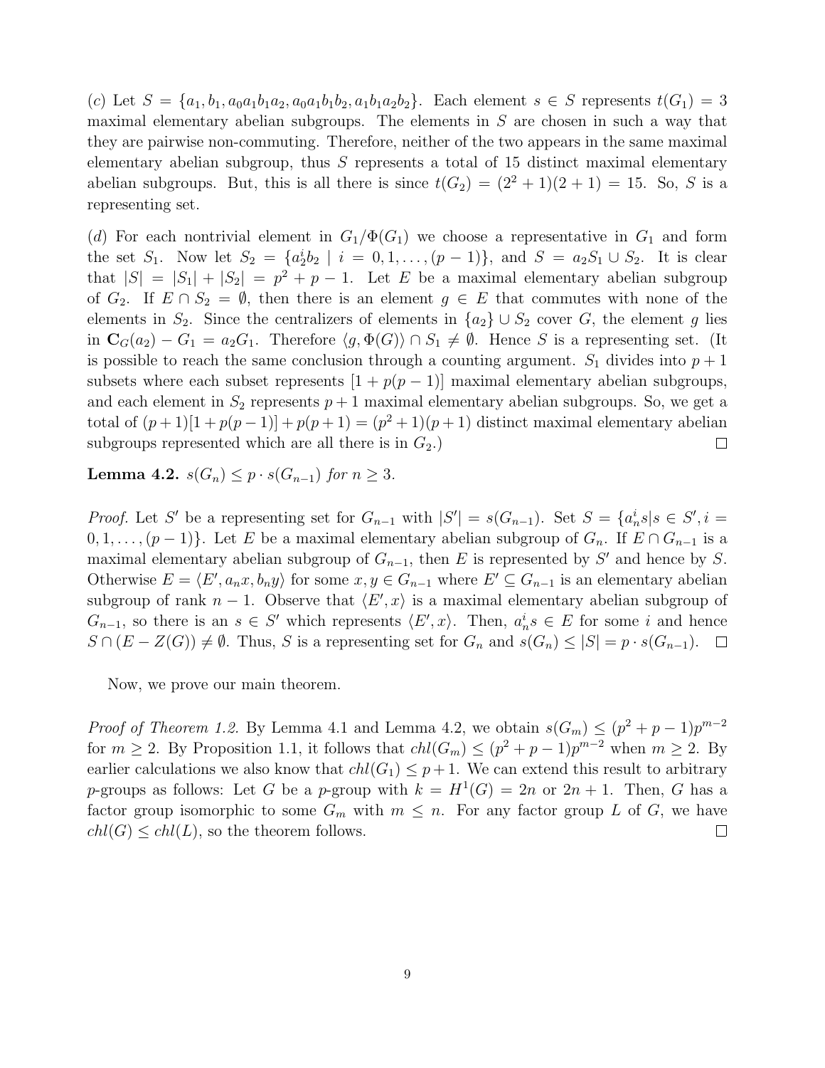(*c*) Let $S = \{a_1, b_1, a_0a_1b_1a_2, a_0a_1b_1b_2, a_1b_1a_2b_2\}$. Each element $s \in S$ represents $t(G_1) = 3$ maximal elementary abelian subgroups. The elements in $S$ are chosen in such a way that they are pairwise non-commuting. Therefore, neither of the two appears in the same maximal elementary abelian subgroup, thus $S$ represents a total of 15 distinct maximal elementary abelian subgroups. But, this is all there is since $t(G_2) = (2^2 + 1)(2 + 1) = 15$. So, $S$ is a representing set.

(*d*) For each nontrivial element in $G_1/\Phi(G_1)$ we choose a representative in $G_1$ and form the set $S_1$. Now let $S_2 = \{a_2^i b_2 \mid i = 0, 1, \ldots, (p-1)\}$, and $S = a_2 S_1 \cup S_2$. It is clear that $|S| = |S_1| + |S_2| = p^2 + p - 1$. Let $E$ be a maximal elementary abelian subgroup of $G_2$. If $E \cap S_2 = \emptyset$, then there is an element $g \in E$ that commutes with none of the elements in $S_2$. Since the centralizers of elements in $\{a_2\} \cup S_2$ cover $G$, the element $g$ lies in $\mathbf{C}_G(a_2) - G_1 = a_2 G_1$. Therefore $\langle g, \Phi(G) \rangle \cap S_1 \neq \emptyset$. Hence $S$ is a representing set. (It is possible to reach the same conclusion through a counting argument. $S_1$ divides into $p+1$ subsets where each subset represents $[1 + p(p-1)]$ maximal elementary abelian subgroups, and each element in $S_2$ represents $p+1$ maximal elementary abelian subgroups. So, we get a total of $(p+1)[1 + p(p-1)] + p(p+1) = (p^2+1)(p+1)$ distinct maximal elementary abelian subgroups represented which are all there is in $G_2$.) $\square$

**Lemma 4.2.** *$s(G_n) \leq p \cdot s(G_{n-1})$ for $n \geq 3$.*

*Proof.* Let $S'$ be a representing set for $G_{n-1}$ with $|S'| = s(G_{n-1})$. Set $S = \{a_n^i s | s \in S', i = 0, 1, \ldots, (p-1)\}$. Let $E$ be a maximal elementary abelian subgroup of $G_n$. If $E \cap G_{n-1}$ is a maximal elementary abelian subgroup of $G_{n-1}$, then $E$ is represented by $S'$ and hence by $S$. Otherwise $E = \langle E', a_n x, b_n y \rangle$ for some $x, y \in G_{n-1}$ where $E' \subseteq G_{n-1}$ is an elementary abelian subgroup of rank $n-1$. Observe that $\langle E', x \rangle$ is a maximal elementary abelian subgroup of $G_{n-1}$, so there is an $s \in S'$ which represents $\langle E', x \rangle$. Then, $a_n^i s \in E$ for some $i$ and hence $S \cap (E - Z(G)) \neq \emptyset$. Thus, $S$ is a representing set for $G_n$ and $s(G_n) \leq |S| = p \cdot s(G_{n-1})$. $\square$

Now, we prove our main theorem.

*Proof of Theorem 1.2.* By Lemma 4.1 and Lemma 4.2, we obtain $s(G_m) \leq (p^2 + p - 1)p^{m-2}$ for $m \geq 2$. By Proposition 1.1, it follows that $chl(G_m) \leq (p^2 + p - 1)p^{m-2}$ when $m \geq 2$. By earlier calculations we also know that $chl(G_1) \leq p + 1$. We can extend this result to arbitrary $p$-groups as follows: Let $G$ be a $p$-group with $k = H^1(G) = 2n$ or $2n+1$. Then, $G$ has a factor group isomorphic to some $G_m$ with $m \leq n$. For any factor group $L$ of $G$, we have $chl(G) \leq chl(L)$, so the theorem follows. $\square$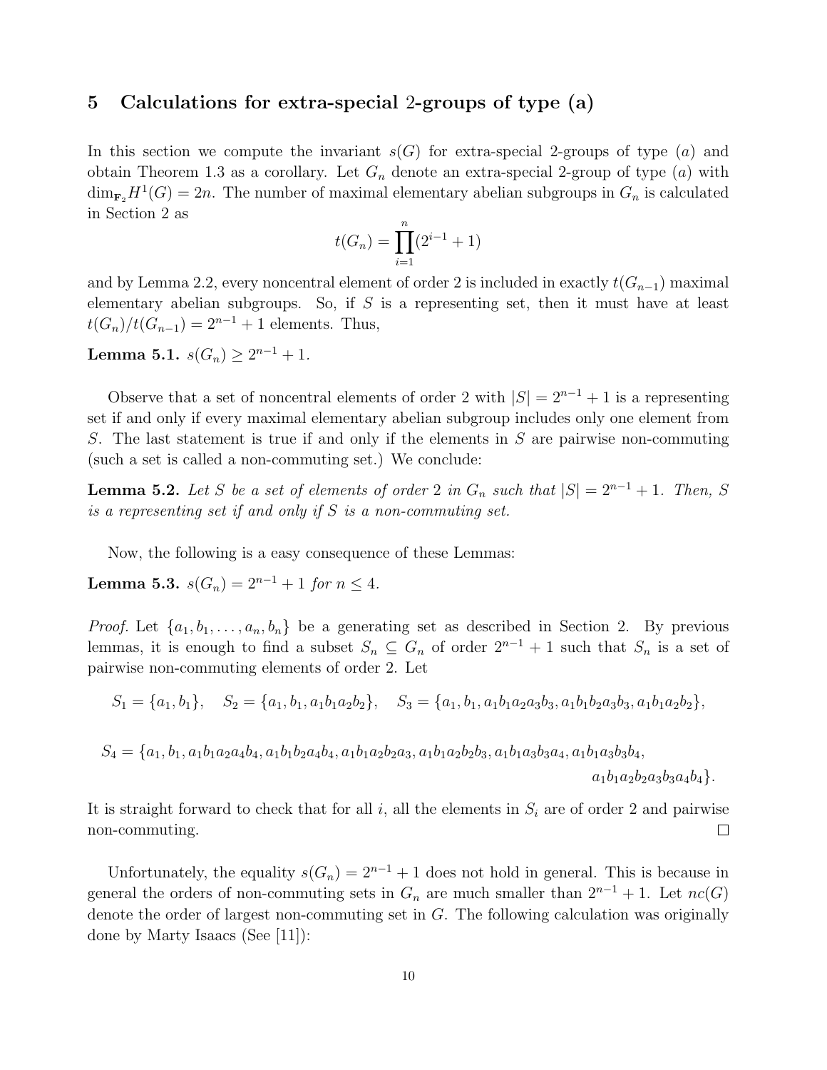## 5 Calculations for extra-special 2-groups of type (a)

In this section we compute the invariant $s(G)$ for extra-special 2-groups of type $(a)$ and obtain Theorem 1.3 as a corollary. Let $G_n$ denote an extra-special 2-group of type $(a)$ with $\dim_{\mathbf{F}_2} H^1(G) = 2n$. The number of maximal elementary abelian subgroups in $G_n$ is calculated in Section 2 as

$$t(G_n) = \prod_{i=1}^{n} (2^{i-1} + 1)$$

and by Lemma 2.2, every noncentral element of order 2 is included in exactly $t(G_{n-1})$ maximal elementary abelian subgroups. So, if $S$ is a representing set, then it must have at least $t(G_n)/t(G_{n-1}) = 2^{n-1} + 1$ elements. Thus,

**Lemma 5.1.** $s(G_n) \geq 2^{n-1} + 1$.

Observe that a set of noncentral elements of order 2 with $|S| = 2^{n-1} + 1$ is a representing set if and only if every maximal elementary abelian subgroup includes only one element from $S$. The last statement is true if and only if the elements in $S$ are pairwise non-commuting (such a set is called a non-commuting set.) We conclude:

**Lemma 5.2.** *Let $S$ be a set of elements of order 2 in $G_n$ such that $|S| = 2^{n-1} + 1$. Then, $S$ is a representing set if and only if $S$ is a non-commuting set.*

Now, the following is a easy consequence of these Lemmas:

**Lemma 5.3.** $s(G_n) = 2^{n-1} + 1$ *for* $n \leq 4$.

*Proof.* Let $\{a_1, b_1, \dots, a_n, b_n\}$ be a generating set as described in Section 2. By previous lemmas, it is enough to find a subset $S_n \subseteq G_n$ of order $2^{n-1} + 1$ such that $S_n$ is a set of pairwise non-commuting elements of order 2. Let

$$S_1 = \{a_1, b_1\}, \quad S_2 = \{a_1, b_1, a_1b_1a_2b_2\}, \quad S_3 = \{a_1, b_1, a_1b_1a_2a_3b_3, a_1b_1b_2a_3b_3, a_1b_1a_2b_2\},$$

$$S_4 = \{a_1, b_1, a_1b_1a_2a_4b_4, a_1b_1b_2a_4b_4, a_1b_1a_2b_2a_3, a_1b_1a_2b_2b_3, a_1b_1a_3b_3a_4, a_1b_1a_3b_3b_4, a_1b_1a_2b_2a_3b_3a_4b_4\}.$$

It is straight forward to check that for all $i$, all the elements in $S_i$ are of order 2 and pairwise non-commuting. □

Unfortunately, the equality $s(G_n) = 2^{n-1} + 1$ does not hold in general. This is because in general the orders of non-commuting sets in $G_n$ are much smaller than $2^{n-1} + 1$. Let $nc(G)$ denote the order of largest non-commuting set in $G$. The following calculation was originally done by Marty Isaacs (See [11]):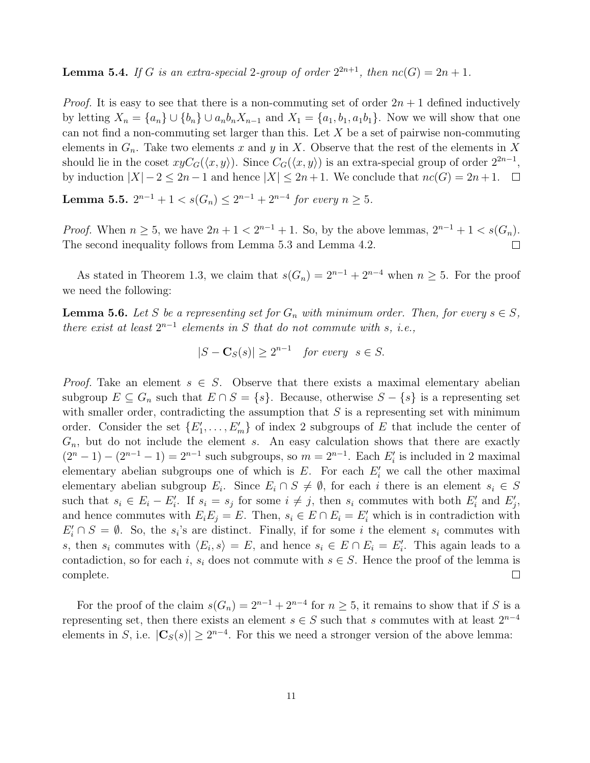**Lemma 5.4.** *If $G$ is an extra-special 2-group of order $2^{2n+1}$, then $nc(G) = 2n + 1$.*

*Proof.* It is easy to see that there is a non-commuting set of order $2n + 1$ defined inductively by letting $X_n = \{a_n\} \cup \{b_n\} \cup a_n b_n X_{n-1}$ and $X_1 = \{a_1, b_1, a_1 b_1\}$. Now we will show that one can not find a non-commuting set larger than this. Let $X$ be a set of pairwise non-commuting elements in $G_n$. Take two elements $x$ and $y$ in $X$. Observe that the rest of the elements in $X$ should lie in the coset $xyC_G(\langle x, y\rangle)$. Since $C_G(\langle x, y\rangle)$ is an extra-special group of order $2^{2n-1}$, by induction $|X| - 2 \leq 2n - 1$ and hence $|X| \leq 2n + 1$. We conclude that $nc(G) = 2n + 1$. □

**Lemma 5.5.** *$2^{n-1} + 1 < s(G_n) \leq 2^{n-1} + 2^{n-4}$ for every $n \geq 5$.*

*Proof.* When $n \geq 5$, we have $2n + 1 < 2^{n-1} + 1$. So, by the above lemmas, $2^{n-1} + 1 < s(G_n)$. The second inequality follows from Lemma 5.3 and Lemma 4.2. □

As stated in Theorem 1.3, we claim that $s(G_n) = 2^{n-1} + 2^{n-4}$ when $n \geq 5$. For the proof we need the following:

**Lemma 5.6.** *Let $S$ be a representing set for $G_n$ with minimum order. Then, for every $s \in S$, there exist at least $2^{n-1}$ elements in $S$ that do not commute with $s$, i.e.,*

$$|S - \mathbf{C}_S(s)| \geq 2^{n-1} \quad \textit{for every} \quad s \in S.$$

*Proof.* Take an element $s \in S$. Observe that there exists a maximal elementary abelian subgroup $E \subseteq G_n$ such that $E \cap S = \{s\}$. Because, otherwise $S - \{s\}$ is a representing set with smaller order, contradicting the assumption that $S$ is a representing set with minimum order. Consider the set $\{E'_1, \ldots, E'_m\}$ of index 2 subgroups of $E$ that include the center of $G_n$, but do not include the element $s$. An easy calculation shows that there are exactly $(2^n - 1) - (2^{n-1} - 1) = 2^{n-1}$ such subgroups, so $m = 2^{n-1}$. Each $E'_i$ is included in 2 maximal elementary abelian subgroups one of which is $E$. For each $E'_i$ we call the other maximal elementary abelian subgroup $E_i$. Since $E_i \cap S \neq \emptyset$, for each $i$ there is an element $s_i \in S$ such that $s_i \in E_i - E'_i$. If $s_i = s_j$ for some $i \neq j$, then $s_i$ commutes with both $E'_i$ and $E'_j$, and hence commutes with $E_i E_j = E$. Then, $s_i \in E \cap E_i = E'_i$ which is in contradiction with $E'_i \cap S = \emptyset$. So, the $s_i$'s are distinct. Finally, if for some $i$ the element $s_i$ commutes with $s$, then $s_i$ commutes with $\langle E_i, s\rangle = E$, and hence $s_i \in E \cap E_i = E'_i$. This again leads to a contadiction, so for each $i$, $s_i$ does not commute with $s \in S$. Hence the proof of the lemma is complete. □

For the proof of the claim $s(G_n) = 2^{n-1} + 2^{n-4}$ for $n \geq 5$, it remains to show that if $S$ is a representing set, then there exists an element $s \in S$ such that $s$ commutes with at least $2^{n-4}$ elements in $S$, i.e. $|\mathbf{C}_S(s)| \geq 2^{n-4}$. For this we need a stronger version of the above lemma: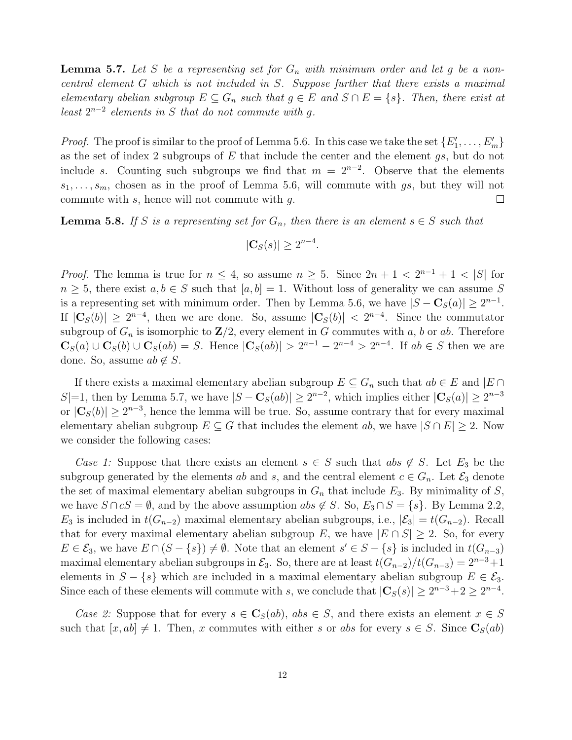**Lemma 5.7.** *Let $S$ be a representing set for $G_n$ with minimum order and let $g$ be a non-central element $G$ which is not included in $S$. Suppose further that there exists a maximal elementary abelian subgroup $E \subseteq G_n$ such that $g \in E$ and $S \cap E = \{s\}$. Then, there exist at least $2^{n-2}$ elements in $S$ that do not commute with $g$.*

*Proof.* The proof is similar to the proof of Lemma 5.6. In this case we take the set $\{E'_1, \ldots, E'_m\}$ as the set of index 2 subgroups of $E$ that include the center and the element $gs$, but do not include $s$. Counting such subgroups we find that $m = 2^{n-2}$. Observe that the elements $s_1, \ldots, s_m$, chosen as in the proof of Lemma 5.6, will commute with $gs$, but they will not commute with $s$, hence will not commute with $g$. □

**Lemma 5.8.** *If $S$ is a representing set for $G_n$, then there is an element $s \in S$ such that*

$$|\mathbf{C}_S(s)| \geq 2^{n-4}.$$

*Proof.* The lemma is true for $n \leq 4$, so assume $n \geq 5$. Since $2n + 1 < 2^{n-1} + 1 < |S|$ for $n \geq 5$, there exist $a, b \in S$ such that $[a, b] = 1$. Without loss of generality we can assume $S$ is a representing set with minimum order. Then by Lemma 5.6, we have $|S - \mathbf{C}_S(a)| \geq 2^{n-1}$. If $|\mathbf{C}_S(b)| \geq 2^{n-4}$, then we are done. So, assume $|\mathbf{C}_S(b)| < 2^{n-4}$. Since the commutator subgroup of $G_n$ is isomorphic to $\mathbf{Z}/2$, every element in $G$ commutes with $a$, $b$ or $ab$. Therefore $\mathbf{C}_S(a) \cup \mathbf{C}_S(b) \cup \mathbf{C}_S(ab) = S$. Hence $|\mathbf{C}_S(ab)| > 2^{n-1} - 2^{n-4} > 2^{n-4}$. If $ab \in S$ then we are done. So, assume $ab \notin S$.

If there exists a maximal elementary abelian subgroup $E \subseteq G_n$ such that $ab \in E$ and $|E \cap S|$=1, then by Lemma 5.7, we have $|S - \mathbf{C}_S(ab)| \geq 2^{n-2}$, which implies either $|\mathbf{C}_S(a)| \geq 2^{n-3}$ or $|\mathbf{C}_S(b)| \geq 2^{n-3}$, hence the lemma will be true. So, assume contrary that for every maximal elementary abelian subgroup $E \subseteq G$ that includes the element $ab$, we have $|S \cap E| \geq 2$. Now we consider the following cases:

*Case 1:* Suppose that there exists an element $s \in S$ such that $abs \notin S$. Let $E_3$ be the subgroup generated by the elements $ab$ and $s$, and the central element $c \in G_n$. Let $\mathcal{E}_3$ denote the set of maximal elementary abelian subgroups in $G_n$ that include $E_3$. By minimality of $S$, we have $S \cap cS = \emptyset$, and by the above assumption $abs \notin S$. So, $E_3 \cap S = \{s\}$. By Lemma 2.2, $E_3$ is included in $t(G_{n-2})$ maximal elementary abelian subgroups, i.e., $|\mathcal{E}_3| = t(G_{n-2})$. Recall that for every maximal elementary abelian subgroup $E$, we have $|E \cap S| \geq 2$. So, for every $E \in \mathcal{E}_3$, we have $E \cap (S - \{s\}) \neq \emptyset$. Note that an element $s' \in S - \{s\}$ is included in $t(G_{n-3})$ maximal elementary abelian subgroups in $\mathcal{E}_3$. So, there are at least $t(G_{n-2})/t(G_{n-3}) = 2^{n-3}+1$ elements in $S - \{s\}$ which are included in a maximal elementary abelian subgroup $E \in \mathcal{E}_3$. Since each of these elements will commute with $s$, we conclude that $|\mathbf{C}_S(s)| \geq 2^{n-3}+2 \geq 2^{n-4}$.

*Case 2:* Suppose that for every $s \in \mathbf{C}_S(ab)$, $abs \in S$, and there exists an element $x \in S$ such that $[x, ab] \neq 1$. Then, $x$ commutes with either $s$ or $abs$ for every $s \in S$. Since $\mathbf{C}_S(ab)$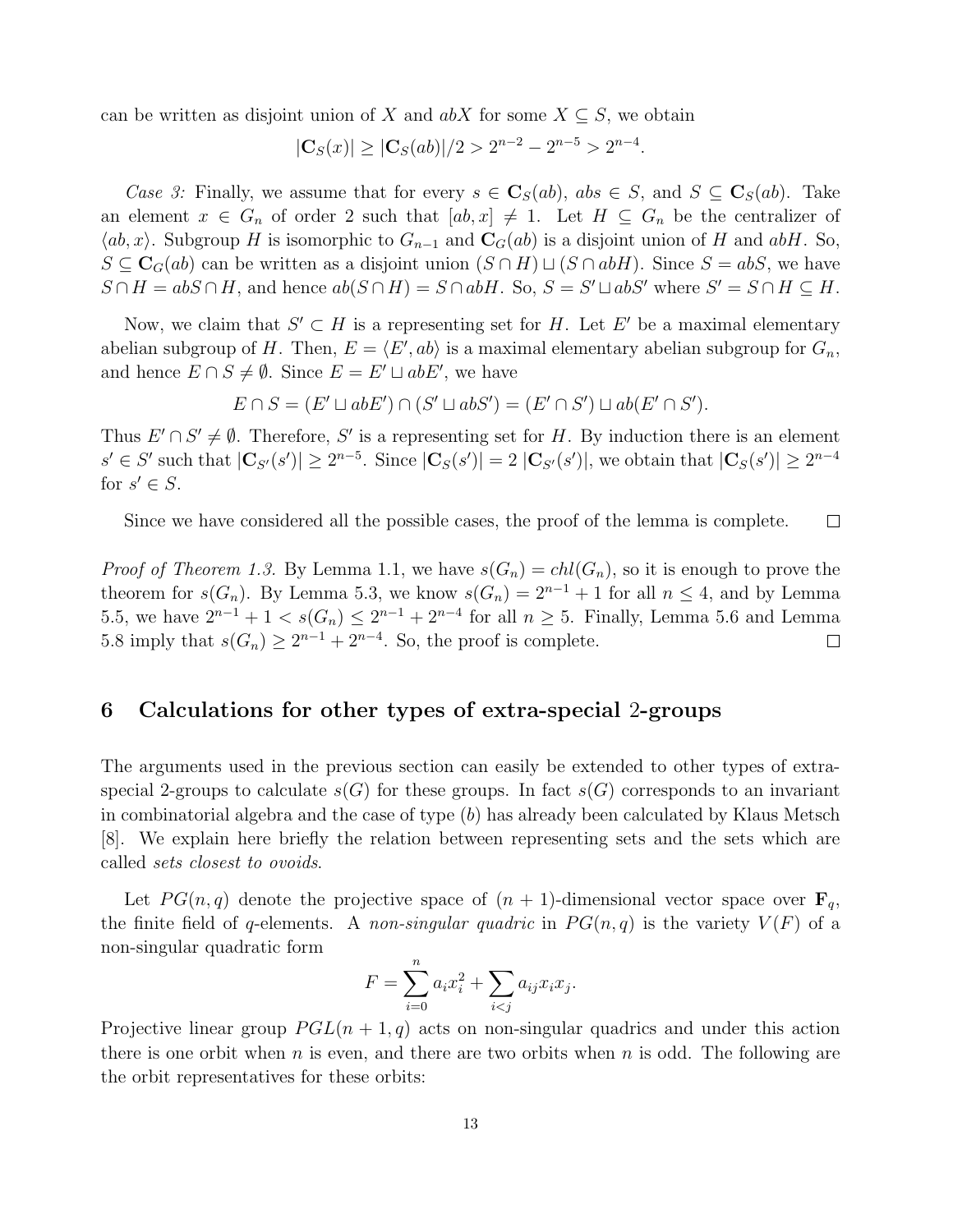can be written as disjoint union of $X$ and $abX$ for some $X \subseteq S$, we obtain

$$|\mathbf{C}_S(x)| \geq |\mathbf{C}_S(ab)|/2 > 2^{n-2} - 2^{n-5} > 2^{n-4}.$$

*Case 3:* Finally, we assume that for every $s \in \mathbf{C}_S(ab)$, $abs \in S$, and $S \subseteq \mathbf{C}_S(ab)$. Take an element $x \in G_n$ of order 2 such that $[ab, x] \neq 1$. Let $H \subseteq G_n$ be the centralizer of $\langle ab, x \rangle$. Subgroup $H$ is isomorphic to $G_{n-1}$ and $\mathbf{C}_G(ab)$ is a disjoint union of $H$ and $abH$. So, $S \subseteq \mathbf{C}_G(ab)$ can be written as a disjoint union $(S \cap H) \sqcup (S \cap abH)$. Since $S = abS$, we have $S \cap H = abS \cap H$, and hence $ab(S \cap H) = S \cap abH$. So, $S = S' \sqcup abS'$ where $S' = S \cap H \subseteq H$.

Now, we claim that $S' \subset H$ is a representing set for $H$. Let $E'$ be a maximal elementary abelian subgroup of $H$. Then, $E = \langle E', ab \rangle$ is a maximal elementary abelian subgroup for $G_n$, and hence $E \cap S \neq \emptyset$. Since $E = E' \sqcup abE'$, we have

$$E \cap S = (E' \sqcup abE') \cap (S' \sqcup abS') = (E' \cap S') \sqcup ab(E' \cap S').$$

Thus $E' \cap S' \neq \emptyset$. Therefore, $S'$ is a representing set for $H$. By induction there is an element $s' \in S'$ such that $|\mathbf{C}_{S'}(s')| \geq 2^{n-5}$. Since $|\mathbf{C}_S(s')| = 2\,|\mathbf{C}_{S'}(s')|$, we obtain that $|\mathbf{C}_S(s')| \geq 2^{n-4}$ for $s' \in S$.

Since we have considered all the possible cases, the proof of the lemma is complete. □

*Proof of Theorem 1.3.* By Lemma 1.1, we have $s(G_n) = chl(G_n)$, so it is enough to prove the theorem for $s(G_n)$. By Lemma 5.3, we know $s(G_n) = 2^{n-1} + 1$ for all $n \leq 4$, and by Lemma 5.5, we have $2^{n-1} + 1 < s(G_n) \leq 2^{n-1} + 2^{n-4}$ for all $n \geq 5$. Finally, Lemma 5.6 and Lemma 5.8 imply that $s(G_n) \geq 2^{n-1} + 2^{n-4}$. So, the proof is complete. □

## 6 Calculations for other types of extra-special 2-groups

The arguments used in the previous section can easily be extended to other types of extra-special 2-groups to calculate $s(G)$ for these groups. In fact $s(G)$ corresponds to an invariant in combinatorial algebra and the case of type $(b)$ has already been calculated by Klaus Metsch [8]. We explain here briefly the relation between representing sets and the sets which are called *sets closest to ovoids*.

Let $PG(n, q)$ denote the projective space of $(n+1)$-dimensional vector space over $\mathbf{F}_q$, the finite field of $q$-elements. A *non-singular quadric* in $PG(n, q)$ is the variety $V(F)$ of a non-singular quadratic form

$$F = \sum_{i=0}^{n} a_i x_i^2 + \sum_{i<j} a_{ij} x_i x_j.$$

Projective linear group $PGL(n+1, q)$ acts on non-singular quadrics and under this action there is one orbit when $n$ is even, and there are two orbits when $n$ is odd. The following are the orbit representatives for these orbits: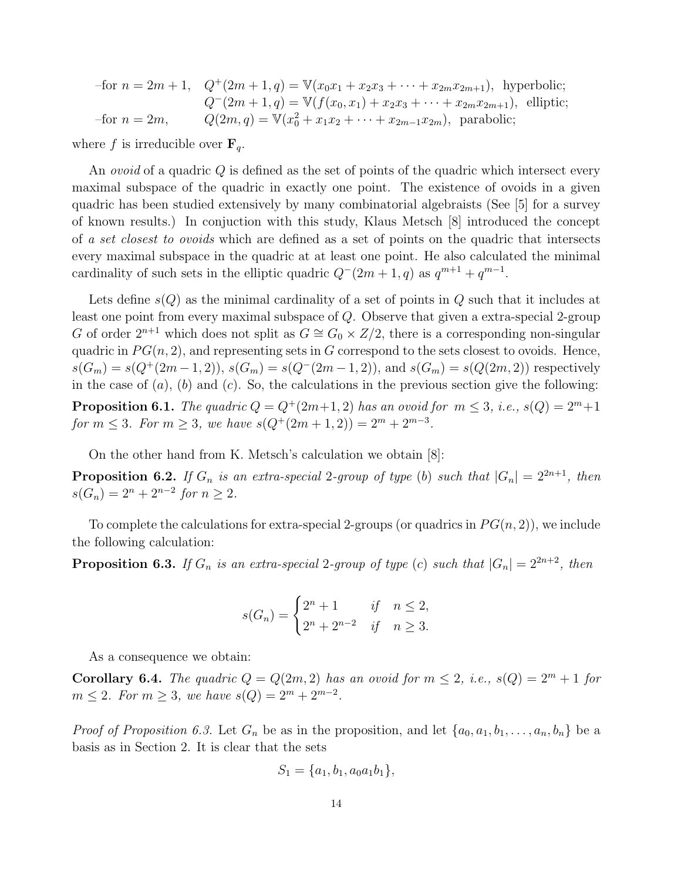–for $n = 2m+1$, $Q^+(2m+1, q) = \mathbb{V}(x_0x_1 + x_2x_3 + \cdots + x_{2m}x_{2m+1})$, hyperbolic;
$Q^-(2m+1, q) = \mathbb{V}(f(x_0, x_1) + x_2x_3 + \cdots + x_{2m}x_{2m+1})$, elliptic;
–for $n = 2m$, $Q(2m, q) = \mathbb{V}(x_0^2 + x_1x_2 + \cdots + x_{2m-1}x_{2m})$, parabolic;

where $f$ is irreducible over $\mathbf{F}_q$.

An *ovoid* of a quadric $Q$ is defined as the set of points of the quadric which intersect every maximal subspace of the quadric in exactly one point. The existence of ovoids in a given quadric has been studied extensively by many combinatorial algebraists (See [5] for a survey of known results.) In conjuction with this study, Klaus Metsch [8] introduced the concept of *a set closest to ovoids* which are defined as a set of points on the quadric that intersects every maximal subspace in the quadric at at least one point. He also calculated the minimal cardinality of such sets in the elliptic quadric $Q^-(2m+1, q)$ as $q^{m+1} + q^{m-1}$.

Lets define $s(Q)$ as the minimal cardinality of a set of points in $Q$ such that it includes at least one point from every maximal subspace of $Q$. Observe that given a extra-special 2-group $G$ of order $2^{n+1}$ which does not split as $G \cong G_0 \times Z/2$, there is a corresponding non-singular quadric in $PG(n, 2)$, and representing sets in $G$ correspond to the sets closest to ovoids. Hence, $s(G_m) = s(Q^+(2m-1, 2))$, $s(G_m) = s(Q^-(2m-1, 2))$, and $s(G_m) = s(Q(2m, 2))$ respectively in the case of $(a)$, $(b)$ and $(c)$. So, the calculations in the previous section give the following:

**Proposition 6.1.** *The quadric $Q = Q^+(2m+1, 2)$ has an ovoid for $m \leq 3$, i.e., $s(Q) = 2^m + 1$ for $m \leq 3$. For $m \geq 3$, we have $s(Q^+(2m+1, 2)) = 2^m + 2^{m-3}$.*

On the other hand from K. Metsch's calculation we obtain [8]:

**Proposition 6.2.** *If $G_n$ is an extra-special 2-group of type $(b)$ such that $|G_n| = 2^{2n+1}$, then $s(G_n) = 2^n + 2^{n-2}$ for $n \geq 2$.*

To complete the calculations for extra-special 2-groups (or quadrics in $PG(n, 2)$), we include the following calculation:

**Proposition 6.3.** *If $G_n$ is an extra-special 2-group of type $(c)$ such that $|G_n| = 2^{2n+2}$, then*

$$s(G_n) = \begin{cases} 2^n + 1 & \text{if} \quad n \leq 2, \\ 2^n + 2^{n-2} & \text{if} \quad n \geq 3. \end{cases}$$

As a consequence we obtain:

**Corollary 6.4.** *The quadric $Q = Q(2m, 2)$ has an ovoid for $m \leq 2$, i.e., $s(Q) = 2^m + 1$ for $m \leq 2$. For $m \geq 3$, we have $s(Q) = 2^m + 2^{m-2}$.*

*Proof of Proposition 6.3.* Let $G_n$ be as in the proposition, and let $\{a_0, a_1, b_1, \ldots, a_n, b_n\}$ be a basis as in Section 2. It is clear that the sets

$$S_1 = \{a_1, b_1, a_0a_1b_1\},$$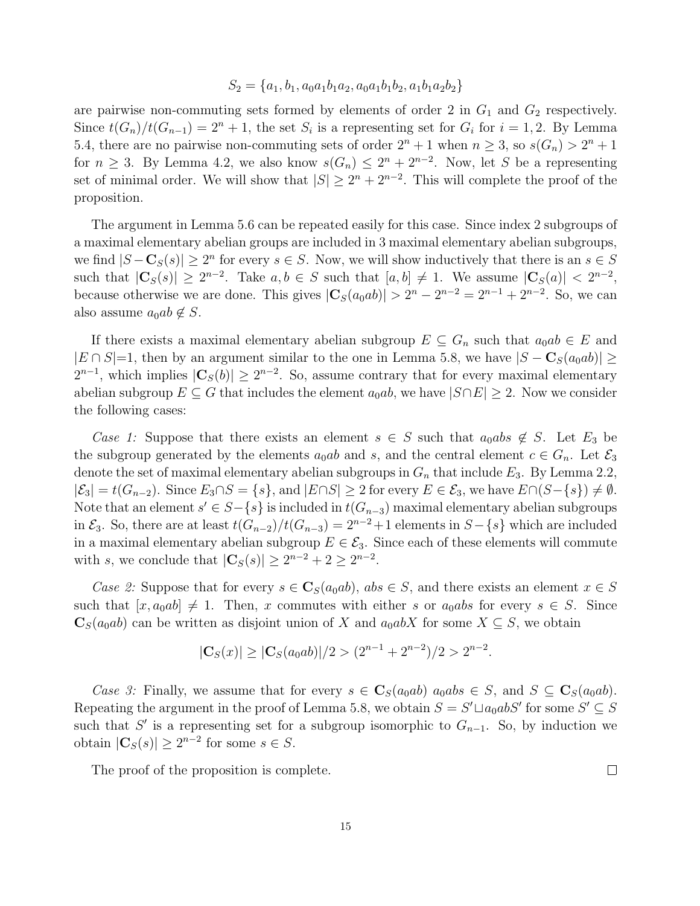$$S_2 = \{a_1, b_1, a_0a_1b_1a_2, a_0a_1b_1b_2, a_1b_1a_2b_2\}$$

are pairwise non-commuting sets formed by elements of order 2 in $G_1$ and $G_2$ respectively. Since $t(G_n)/t(G_{n-1}) = 2^n + 1$, the set $S_i$ is a representing set for $G_i$ for $i = 1, 2$. By Lemma 5.4, there are no pairwise non-commuting sets of order $2^n + 1$ when $n \geq 3$, so $s(G_n) > 2^n + 1$ for $n \geq 3$. By Lemma 4.2, we also know $s(G_n) \leq 2^n + 2^{n-2}$. Now, let $S$ be a representing set of minimal order. We will show that $|S| \geq 2^n + 2^{n-2}$. This will complete the proof of the proposition.

The argument in Lemma 5.6 can be repeated easily for this case. Since index 2 subgroups of a maximal elementary abelian groups are included in 3 maximal elementary abelian subgroups, we find $|S - \mathbf{C}_S(s)| \geq 2^n$ for every $s \in S$. Now, we will show inductively that there is an $s \in S$ such that $|\mathbf{C}_S(s)| \geq 2^{n-2}$. Take $a, b \in S$ such that $[a, b] \neq 1$. We assume $|\mathbf{C}_S(a)| < 2^{n-2}$, because otherwise we are done. This gives $|\mathbf{C}_S(a_0ab)| > 2^n - 2^{n-2} = 2^{n-1} + 2^{n-2}$. So, we can also assume $a_0ab \notin S$.

If there exists a maximal elementary abelian subgroup $E \subseteq G_n$ such that $a_0ab \in E$ and $|E \cap S|$=1, then by an argument similar to the one in Lemma 5.8, we have $|S - \mathbf{C}_S(a_0ab)| \geq 2^{n-1}$, which implies $|\mathbf{C}_S(b)| \geq 2^{n-2}$. So, assume contrary that for every maximal elementary abelian subgroup $E \subseteq G$ that includes the element $a_0ab$, we have $|S \cap E| \geq 2$. Now we consider the following cases:

*Case 1:* Suppose that there exists an element $s \in S$ such that $a_0abs \notin S$. Let $E_3$ be the subgroup generated by the elements $a_0ab$ and $s$, and the central element $c \in G_n$. Let $\mathcal{E}_3$ denote the set of maximal elementary abelian subgroups in $G_n$ that include $E_3$. By Lemma 2.2, $|\mathcal{E}_3| = t(G_{n-2})$. Since $E_3 \cap S = \{s\}$, and $|E \cap S| \geq 2$ for every $E \in \mathcal{E}_3$, we have $E \cap (S - \{s\}) \neq \emptyset$. Note that an element $s' \in S - \{s\}$ is included in $t(G_{n-3})$ maximal elementary abelian subgroups in $\mathcal{E}_3$. So, there are at least $t(G_{n-2})/t(G_{n-3}) = 2^{n-2} + 1$ elements in $S - \{s\}$ which are included in a maximal elementary abelian subgroup $E \in \mathcal{E}_3$. Since each of these elements will commute with $s$, we conclude that $|\mathbf{C}_S(s)| \geq 2^{n-2} + 2 \geq 2^{n-2}$.

*Case 2:* Suppose that for every $s \in \mathbf{C}_S(a_0ab)$, $abs \in S$, and there exists an element $x \in S$ such that $[x, a_0ab] \neq 1$. Then, $x$ commutes with either $s$ or $a_0abs$ for every $s \in S$. Since $\mathbf{C}_S(a_0ab)$ can be written as disjoint union of $X$ and $a_0abX$ for some $X \subseteq S$, we obtain

$$|\mathbf{C}_S(x)| \geq |\mathbf{C}_S(a_0ab)|/2 > (2^{n-1} + 2^{n-2})/2 > 2^{n-2}.$$

*Case 3:* Finally, we assume that for every $s \in \mathbf{C}_S(a_0ab)$ $a_0abs \in S$, and $S \subseteq \mathbf{C}_S(a_0ab)$. Repeating the argument in the proof of Lemma 5.8, we obtain $S = S' \sqcup a_0abS'$ for some $S' \subseteq S$ such that $S'$ is a representing set for a subgroup isomorphic to $G_{n-1}$. So, by induction we obtain $|\mathbf{C}_S(s)| \geq 2^{n-2}$ for some $s \in S$.

The proof of the proposition is complete. $\square$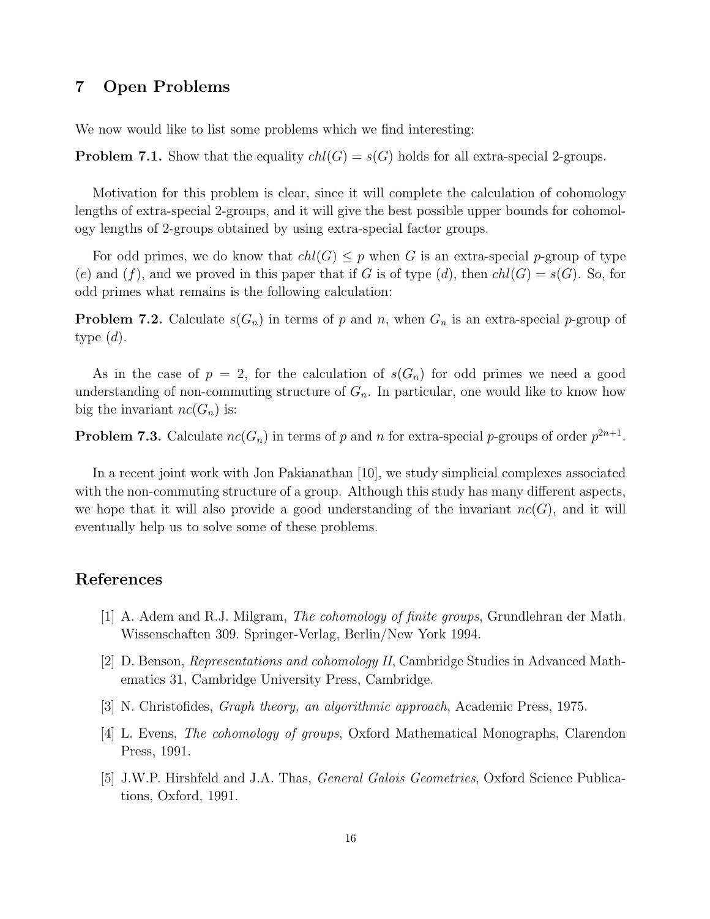## 7 Open Problems

We now would like to list some problems which we find interesting:

**Problem 7.1.** Show that the equality $chl(G) = s(G)$ holds for all extra-special 2-groups.

Motivation for this problem is clear, since it will complete the calculation of cohomology lengths of extra-special 2-groups, and it will give the best possible upper bounds for cohomology lengths of 2-groups obtained by using extra-special factor groups.

For odd primes, we do know that $chl(G) \leq p$ when $G$ is an extra-special $p$-group of type $(e)$ and $(f)$, and we proved in this paper that if $G$ is of type $(d)$, then $chl(G) = s(G)$. So, for odd primes what remains is the following calculation:

**Problem 7.2.** Calculate $s(G_n)$ in terms of $p$ and $n$, when $G_n$ is an extra-special $p$-group of type $(d)$.

As in the case of $p = 2$, for the calculation of $s(G_n)$ for odd primes we need a good understanding of non-commuting structure of $G_n$. In particular, one would like to know how big the invariant $nc(G_n)$ is:

**Problem 7.3.** Calculate $nc(G_n)$ in terms of $p$ and $n$ for extra-special $p$-groups of order $p^{2n+1}$.

In a recent joint work with Jon Pakianathan [10], we study simplicial complexes associated with the non-commuting structure of a group. Although this study has many different aspects, we hope that it will also provide a good understanding of the invariant $nc(G)$, and it will eventually help us to solve some of these problems.

## References

[1] A. Adem and R.J. Milgram, *The cohomology of finite groups*, Grundlehran der Math. Wissenschaften 309. Springer-Verlag, Berlin/New York 1994.

[2] D. Benson, *Representations and cohomology II*, Cambridge Studies in Advanced Mathematics 31, Cambridge University Press, Cambridge.

[3] N. Christofides, *Graph theory, an algorithmic approach*, Academic Press, 1975.

[4] L. Evens, *The cohomology of groups*, Oxford Mathematical Monographs, Clarendon Press, 1991.

[5] J.W.P. Hirshfeld and J.A. Thas, *General Galois Geometries*, Oxford Science Publications, Oxford, 1991.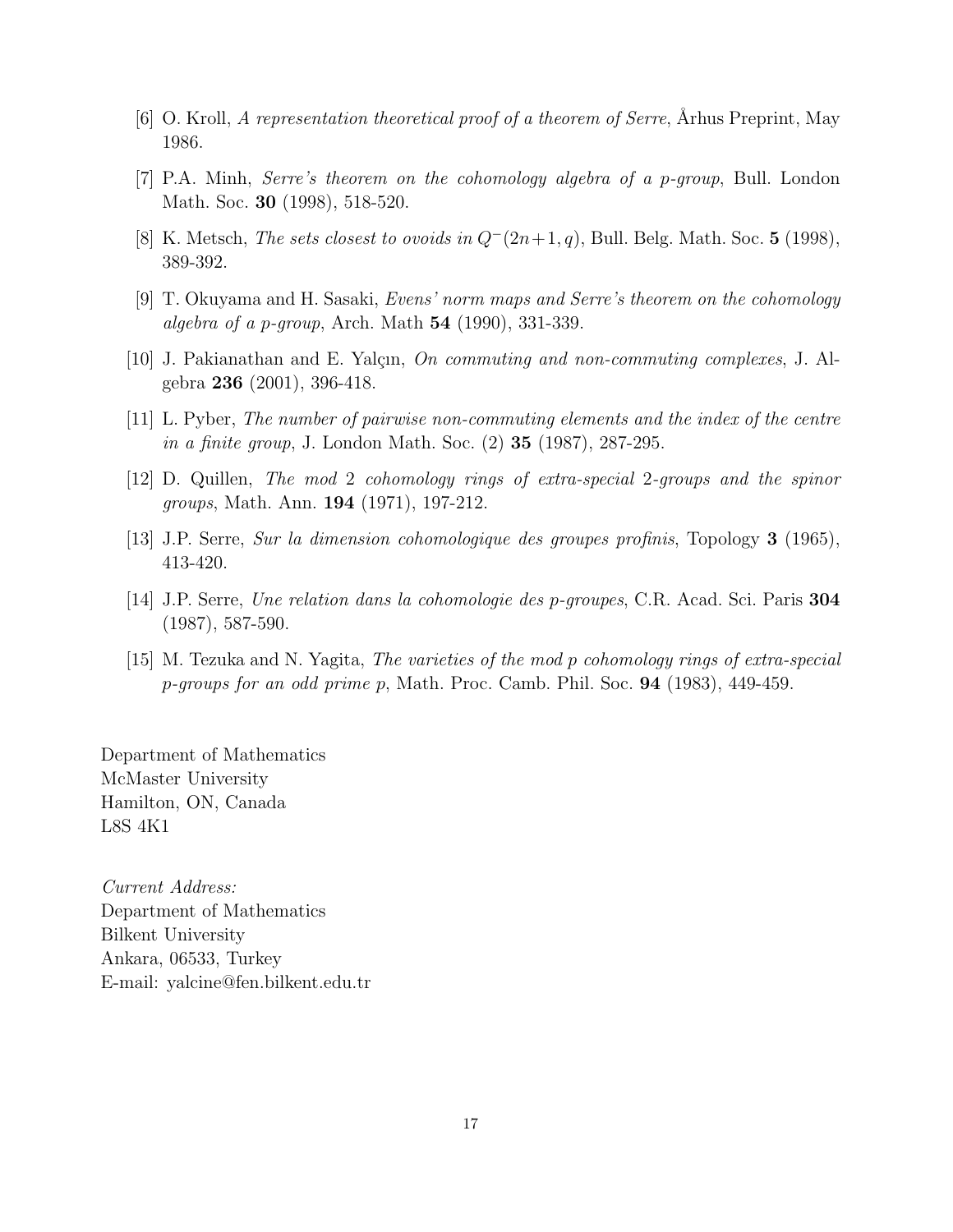[6] O. Kroll, *A representation theoretical proof of a theorem of Serre*, Århus Preprint, May 1986.

[7] P.A. Minh, *Serre's theorem on the cohomology algebra of a p-group*, Bull. London Math. Soc. **30** (1998), 518-520.

[8] K. Metsch, *The sets closest to ovoids in $Q^-(2n+1, q)$*, Bull. Belg. Math. Soc. **5** (1998), 389-392.

[9] T. Okuyama and H. Sasaki, *Evens' norm maps and Serre's theorem on the cohomology algebra of a p-group*, Arch. Math **54** (1990), 331-339.

[10] J. Pakianathan and E. Yalçın, *On commuting and non-commuting complexes*, J. Algebra **236** (2001), 396-418.

[11] L. Pyber, *The number of pairwise non-commuting elements and the index of the centre in a finite group*, J. London Math. Soc. (2) **35** (1987), 287-295.

[12] D. Quillen, *The mod 2 cohomology rings of extra-special 2-groups and the spinor groups*, Math. Ann. **194** (1971), 197-212.

[13] J.P. Serre, *Sur la dimension cohomologique des groupes profinis*, Topology **3** (1965), 413-420.

[14] J.P. Serre, *Une relation dans la cohomologie des p-groupes*, C.R. Acad. Sci. Paris **304** (1987), 587-590.

[15] M. Tezuka and N. Yagita, *The varieties of the mod p cohomology rings of extra-special p-groups for an odd prime p*, Math. Proc. Camb. Phil. Soc. **94** (1983), 449-459.

Department of Mathematics
McMaster University
Hamilton, ON, Canada
L8S 4K1

*Current Address:*
Department of Mathematics
Bilkent University
Ankara, 06533, Turkey
E-mail: yalcine@fen.bilkent.edu.tr